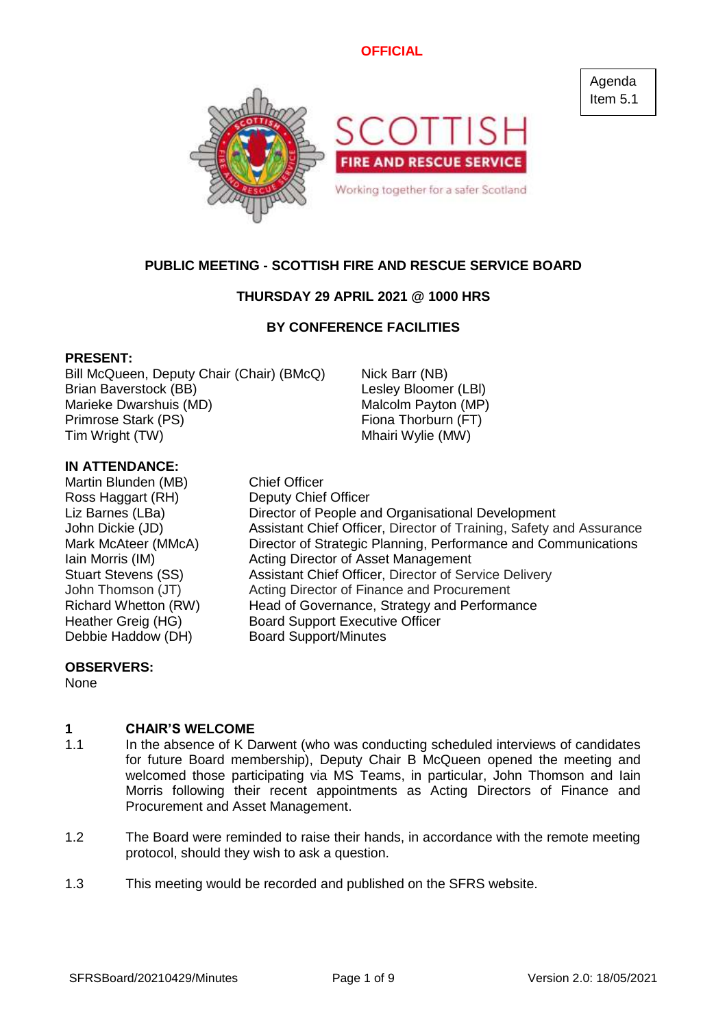OFFICIAL

Agenda Item 5.1

SCOTTISH FIRE AND RESCUE SERVICE

Working together for a safer Scotland

**PUBLIC MEETING - SCOTTISH FIRE AND RESCUE SERVICE BOARD**

**THURSDAY 29 APRIL 2021 @ 1000 HRS**

**BY CONFERENCE FACILITIES**

**PRESENT:**

Bill McQueen, Deputy Chair (Chair) (BMcQ)
Brian Baverstock (BB)
Marieke Dwarshuis (MD)
Primrose Stark (PS)
Tim Wright (TW)
Nick Barr (NB)
Lesley Bloomer (LBl)
Malcolm Payton (MP)
Fiona Thorburn (FT)
Mhairi Wylie (MW)

**IN ATTENDANCE:**

| | |
|---|---|
| Martin Blunden (MB) | Chief Officer |
| Ross Haggart (RH) | Deputy Chief Officer |
| Liz Barnes (LBa) | Director of People and Organisational Development |
| John Dickie (JD) | Assistant Chief Officer, Director of Training, Safety and Assurance |
| Mark McAteer (MMcA) | Director of Strategic Planning, Performance and Communications |
| Iain Morris (IM) | Acting Director of Asset Management |
| Stuart Stevens (SS) | Assistant Chief Officer, Director of Service Delivery |
| John Thomson (JT) | Acting Director of Finance and Procurement |
| Richard Whetton (RW) | Head of Governance, Strategy and Performance |
| Heather Greig (HG) | Board Support Executive Officer |
| Debbie Haddow (DH) | Board Support/Minutes |

**OBSERVERS:**

None

## 1 CHAIR'S WELCOME

1.1 In the absence of K Darwent (who was conducting scheduled interviews of candidates for future Board membership), Deputy Chair B McQueen opened the meeting and welcomed those participating via MS Teams, in particular, John Thomson and Iain Morris following their recent appointments as Acting Directors of Finance and Procurement and Asset Management.

1.2 The Board were reminded to raise their hands, in accordance with the remote meeting protocol, should they wish to ask a question.

1.3 This meeting would be recorded and published on the SFRS website.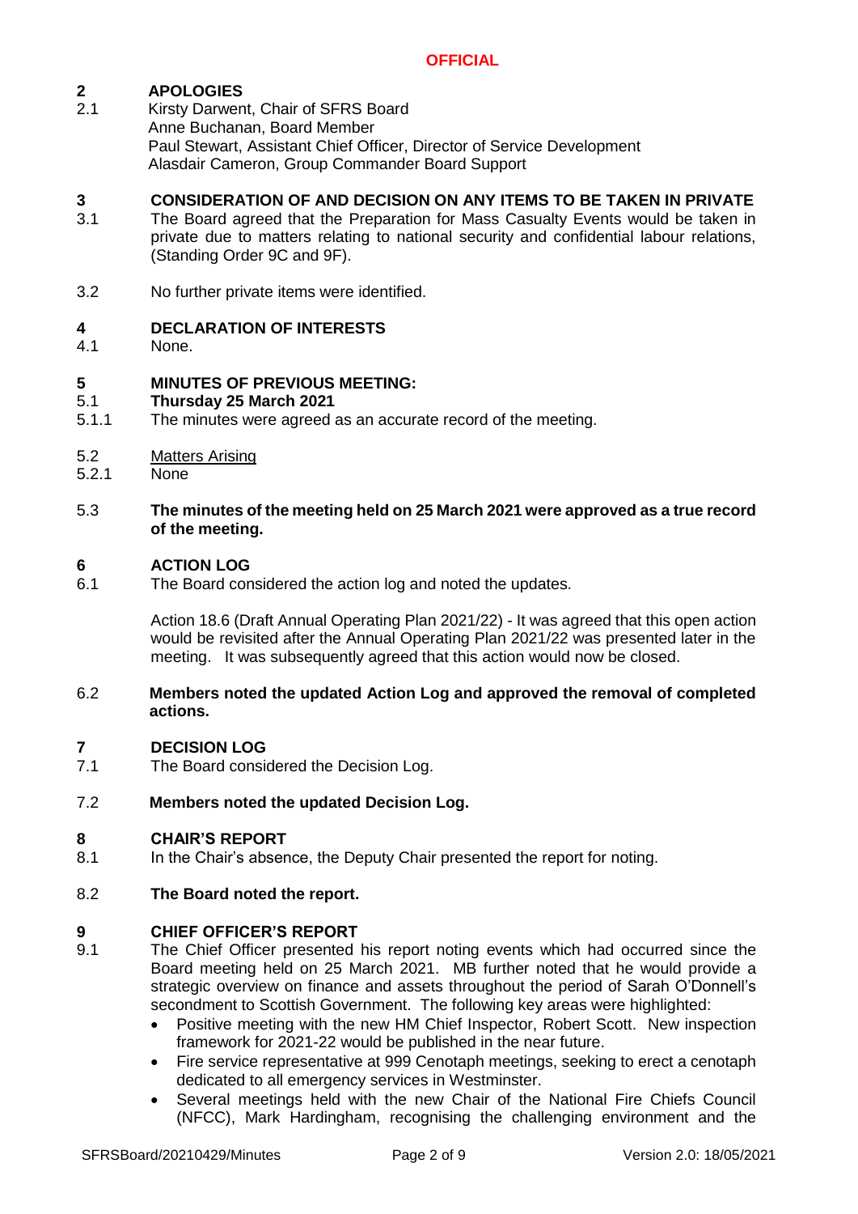## 2 APOLOGIES

2.1 Kirsty Darwent, Chair of SFRS Board
Anne Buchanan, Board Member
Paul Stewart, Assistant Chief Officer, Director of Service Development
Alasdair Cameron, Group Commander Board Support

## 3 CONSIDERATION OF AND DECISION ON ANY ITEMS TO BE TAKEN IN PRIVATE

3.1 The Board agreed that the Preparation for Mass Casualty Events would be taken in private due to matters relating to national security and confidential labour relations, (Standing Order 9C and 9F).

3.2 No further private items were identified.

## 4 DECLARATION OF INTERESTS

4.1 None.

## 5 MINUTES OF PREVIOUS MEETING:

5.1 **Thursday 25 March 2021**

5.1.1 The minutes were agreed as an accurate record of the meeting.

5.2 Matters Arising

5.2.1 None

5.3 **The minutes of the meeting held on 25 March 2021 were approved as a true record of the meeting.**

## 6 ACTION LOG

6.1 The Board considered the action log and noted the updates.

Action 18.6 (Draft Annual Operating Plan 2021/22) - It was agreed that this open action would be revisited after the Annual Operating Plan 2021/22 was presented later in the meeting. It was subsequently agreed that this action would now be closed.

6.2 **Members noted the updated Action Log and approved the removal of completed actions.**

## 7 DECISION LOG

7.1 The Board considered the Decision Log.

7.2 **Members noted the updated Decision Log.**

## 8 CHAIR'S REPORT

8.1 In the Chair's absence, the Deputy Chair presented the report for noting.

8.2 **The Board noted the report.**

## 9 CHIEF OFFICER'S REPORT

9.1 The Chief Officer presented his report noting events which had occurred since the Board meeting held on 25 March 2021. MB further noted that he would provide a strategic overview on finance and assets throughout the period of Sarah O'Donnell's secondment to Scottish Government. The following key areas were highlighted:

- Positive meeting with the new HM Chief Inspector, Robert Scott. New inspection framework for 2021-22 would be published in the near future.
- Fire service representative at 999 Cenotaph meetings, seeking to erect a cenotaph dedicated to all emergency services in Westminster.
- Several meetings held with the new Chair of the National Fire Chiefs Council (NFCC), Mark Hardingham, recognising the challenging environment and the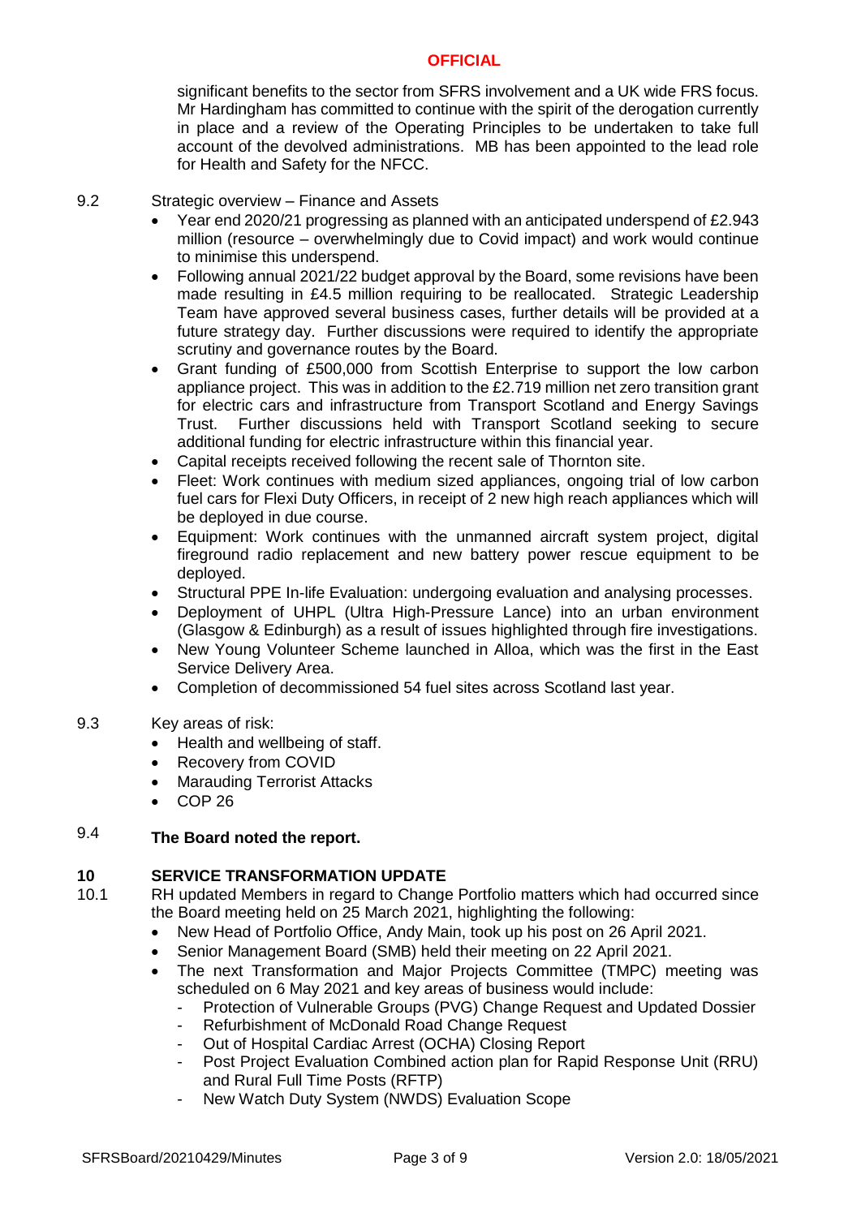significant benefits to the sector from SFRS involvement and a UK wide FRS focus. Mr Hardingham has committed to continue with the spirit of the derogation currently in place and a review of the Operating Principles to be undertaken to take full account of the devolved administrations. MB has been appointed to the lead role for Health and Safety for the NFCC.

9.2 Strategic overview – Finance and Assets

- Year end 2020/21 progressing as planned with an anticipated underspend of £2.943 million (resource – overwhelmingly due to Covid impact) and work would continue to minimise this underspend.
- Following annual 2021/22 budget approval by the Board, some revisions have been made resulting in £4.5 million requiring to be reallocated. Strategic Leadership Team have approved several business cases, further details will be provided at a future strategy day. Further discussions were required to identify the appropriate scrutiny and governance routes by the Board.
- Grant funding of £500,000 from Scottish Enterprise to support the low carbon appliance project. This was in addition to the £2.719 million net zero transition grant for electric cars and infrastructure from Transport Scotland and Energy Savings Trust. Further discussions held with Transport Scotland seeking to secure additional funding for electric infrastructure within this financial year.
- Capital receipts received following the recent sale of Thornton site.
- Fleet: Work continues with medium sized appliances, ongoing trial of low carbon fuel cars for Flexi Duty Officers, in receipt of 2 new high reach appliances which will be deployed in due course.
- Equipment: Work continues with the unmanned aircraft system project, digital fireground radio replacement and new battery power rescue equipment to be deployed.
- Structural PPE In-life Evaluation: undergoing evaluation and analysing processes.
- Deployment of UHPL (Ultra High-Pressure Lance) into an urban environment (Glasgow & Edinburgh) as a result of issues highlighted through fire investigations.
- New Young Volunteer Scheme launched in Alloa, which was the first in the East Service Delivery Area.
- Completion of decommissioned 54 fuel sites across Scotland last year.

9.3 Key areas of risk:

- Health and wellbeing of staff.
- Recovery from COVID
- Marauding Terrorist Attacks
- COP 26

9.4 **The Board noted the report.**

## 10 SERVICE TRANSFORMATION UPDATE

10.1 RH updated Members in regard to Change Portfolio matters which had occurred since the Board meeting held on 25 March 2021, highlighting the following:

- New Head of Portfolio Office, Andy Main, took up his post on 26 April 2021.
- Senior Management Board (SMB) held their meeting on 22 April 2021.
- The next Transformation and Major Projects Committee (TMPC) meeting was scheduled on 6 May 2021 and key areas of business would include:
  - Protection of Vulnerable Groups (PVG) Change Request and Updated Dossier
  - Refurbishment of McDonald Road Change Request
  - Out of Hospital Cardiac Arrest (OCHA) Closing Report
  - Post Project Evaluation Combined action plan for Rapid Response Unit (RRU) and Rural Full Time Posts (RFTP)
  - New Watch Duty System (NWDS) Evaluation Scope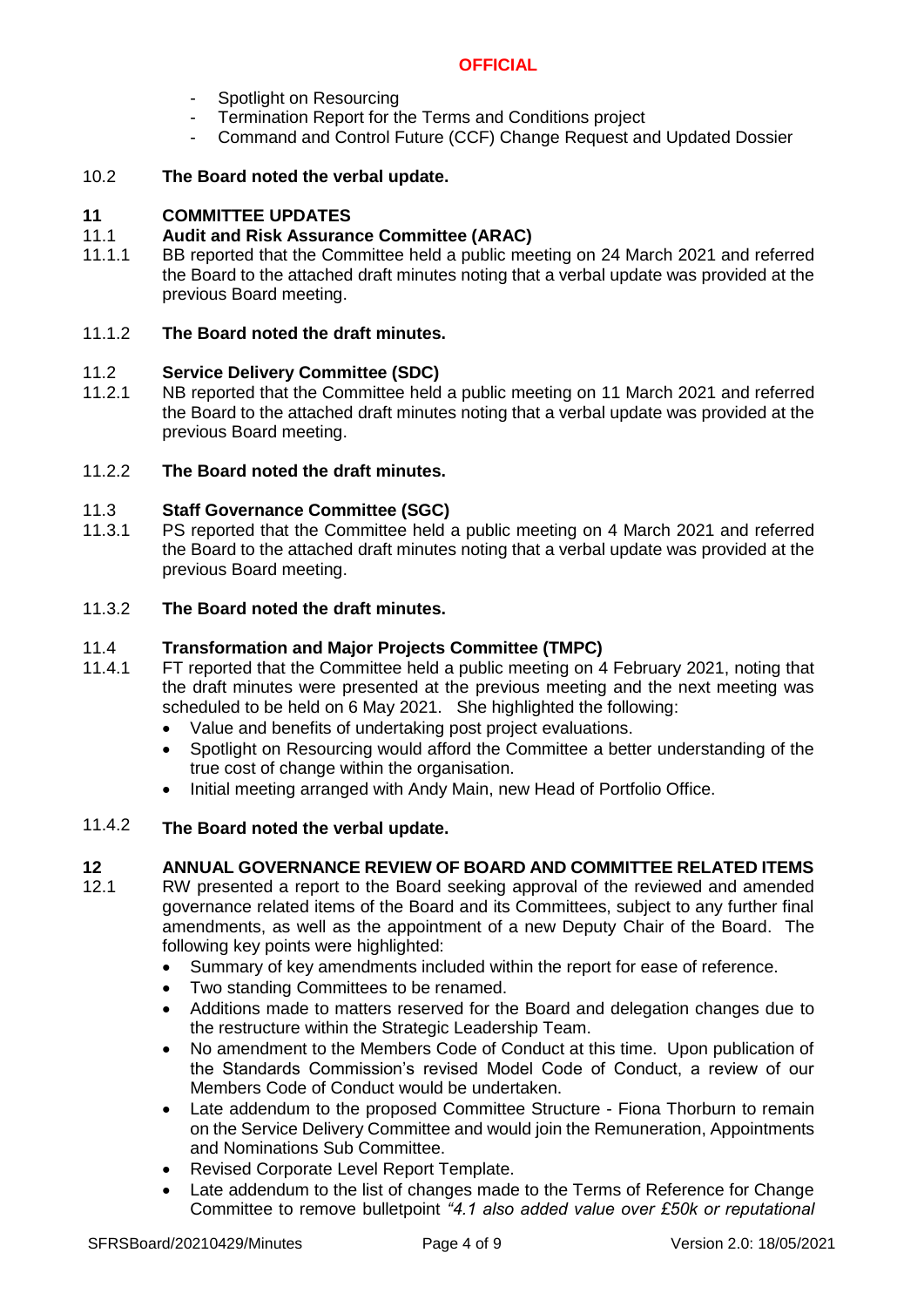- Spotlight on Resourcing
- Termination Report for the Terms and Conditions project
- Command and Control Future (CCF) Change Request and Updated Dossier

10.2 **The Board noted the verbal update.**

## 11 COMMITTEE UPDATES

### 11.1 Audit and Risk Assurance Committee (ARAC)

11.1.1 BB reported that the Committee held a public meeting on 24 March 2021 and referred the Board to the attached draft minutes noting that a verbal update was provided at the previous Board meeting.

11.1.2 **The Board noted the draft minutes.**

### 11.2 Service Delivery Committee (SDC)

11.2.1 NB reported that the Committee held a public meeting on 11 March 2021 and referred the Board to the attached draft minutes noting that a verbal update was provided at the previous Board meeting.

11.2.2 **The Board noted the draft minutes.**

### 11.3 Staff Governance Committee (SGC)

11.3.1 PS reported that the Committee held a public meeting on 4 March 2021 and referred the Board to the attached draft minutes noting that a verbal update was provided at the previous Board meeting.

11.3.2 **The Board noted the draft minutes.**

### 11.4 Transformation and Major Projects Committee (TMPC)

11.4.1 FT reported that the Committee held a public meeting on 4 February 2021, noting that the draft minutes were presented at the previous meeting and the next meeting was scheduled to be held on 6 May 2021. She highlighted the following:

- Value and benefits of undertaking post project evaluations.
- Spotlight on Resourcing would afford the Committee a better understanding of the true cost of change within the organisation.
- Initial meeting arranged with Andy Main, new Head of Portfolio Office.

11.4.2 **The Board noted the verbal update.**

## 12 ANNUAL GOVERNANCE REVIEW OF BOARD AND COMMITTEE RELATED ITEMS

12.1 RW presented a report to the Board seeking approval of the reviewed and amended governance related items of the Board and its Committees, subject to any further final amendments, as well as the appointment of a new Deputy Chair of the Board. The following key points were highlighted:

- Summary of key amendments included within the report for ease of reference.
- Two standing Committees to be renamed.
- Additions made to matters reserved for the Board and delegation changes due to the restructure within the Strategic Leadership Team.
- No amendment to the Members Code of Conduct at this time. Upon publication of the Standards Commission's revised Model Code of Conduct, a review of our Members Code of Conduct would be undertaken.
- Late addendum to the proposed Committee Structure - Fiona Thorburn to remain on the Service Delivery Committee and would join the Remuneration, Appointments and Nominations Sub Committee.
- Revised Corporate Level Report Template.
- Late addendum to the list of changes made to the Terms of Reference for Change Committee to remove bulletpoint *"4.1 also added value over £50k or reputational*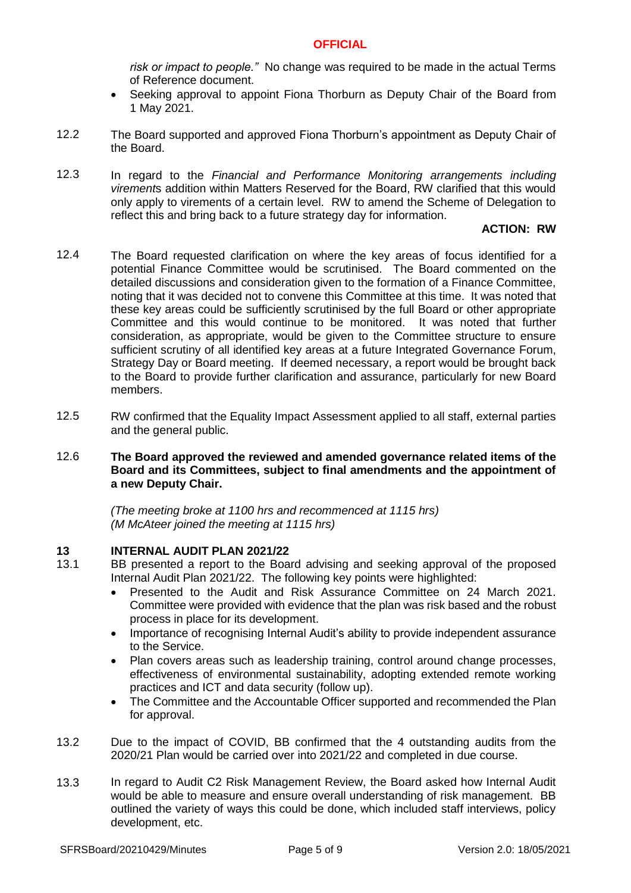*risk or impact to people."* No change was required to be made in the actual Terms of Reference document.

- Seeking approval to appoint Fiona Thorburn as Deputy Chair of the Board from 1 May 2021.

12.2 The Board supported and approved Fiona Thorburn's appointment as Deputy Chair of the Board.

12.3 In regard to the *Financial and Performance Monitoring arrangements including virements* addition within Matters Reserved for the Board, RW clarified that this would only apply to virements of a certain level. RW to amend the Scheme of Delegation to reflect this and bring back to a future strategy day for information.

**ACTION: RW**

12.4 The Board requested clarification on where the key areas of focus identified for a potential Finance Committee would be scrutinised. The Board commented on the detailed discussions and consideration given to the formation of a Finance Committee, noting that it was decided not to convene this Committee at this time. It was noted that these key areas could be sufficiently scrutinised by the full Board or other appropriate Committee and this would continue to be monitored. It was noted that further consideration, as appropriate, would be given to the Committee structure to ensure sufficient scrutiny of all identified key areas at a future Integrated Governance Forum, Strategy Day or Board meeting. If deemed necessary, a report would be brought back to the Board to provide further clarification and assurance, particularly for new Board members.

12.5 RW confirmed that the Equality Impact Assessment applied to all staff, external parties and the general public.

12.6 **The Board approved the reviewed and amended governance related items of the Board and its Committees, subject to final amendments and the appointment of a new Deputy Chair.**

*(The meeting broke at 1100 hrs and recommenced at 1115 hrs)*
*(M McAteer joined the meeting at 1115 hrs)*

## 13 INTERNAL AUDIT PLAN 2021/22

13.1 BB presented a report to the Board advising and seeking approval of the proposed Internal Audit Plan 2021/22. The following key points were highlighted:

- Presented to the Audit and Risk Assurance Committee on 24 March 2021. Committee were provided with evidence that the plan was risk based and the robust process in place for its development.
- Importance of recognising Internal Audit's ability to provide independent assurance to the Service.
- Plan covers areas such as leadership training, control around change processes, effectiveness of environmental sustainability, adopting extended remote working practices and ICT and data security (follow up).
- The Committee and the Accountable Officer supported and recommended the Plan for approval.

13.2 Due to the impact of COVID, BB confirmed that the 4 outstanding audits from the 2020/21 Plan would be carried over into 2021/22 and completed in due course.

13.3 In regard to Audit C2 Risk Management Review, the Board asked how Internal Audit would be able to measure and ensure overall understanding of risk management. BB outlined the variety of ways this could be done, which included staff interviews, policy development, etc.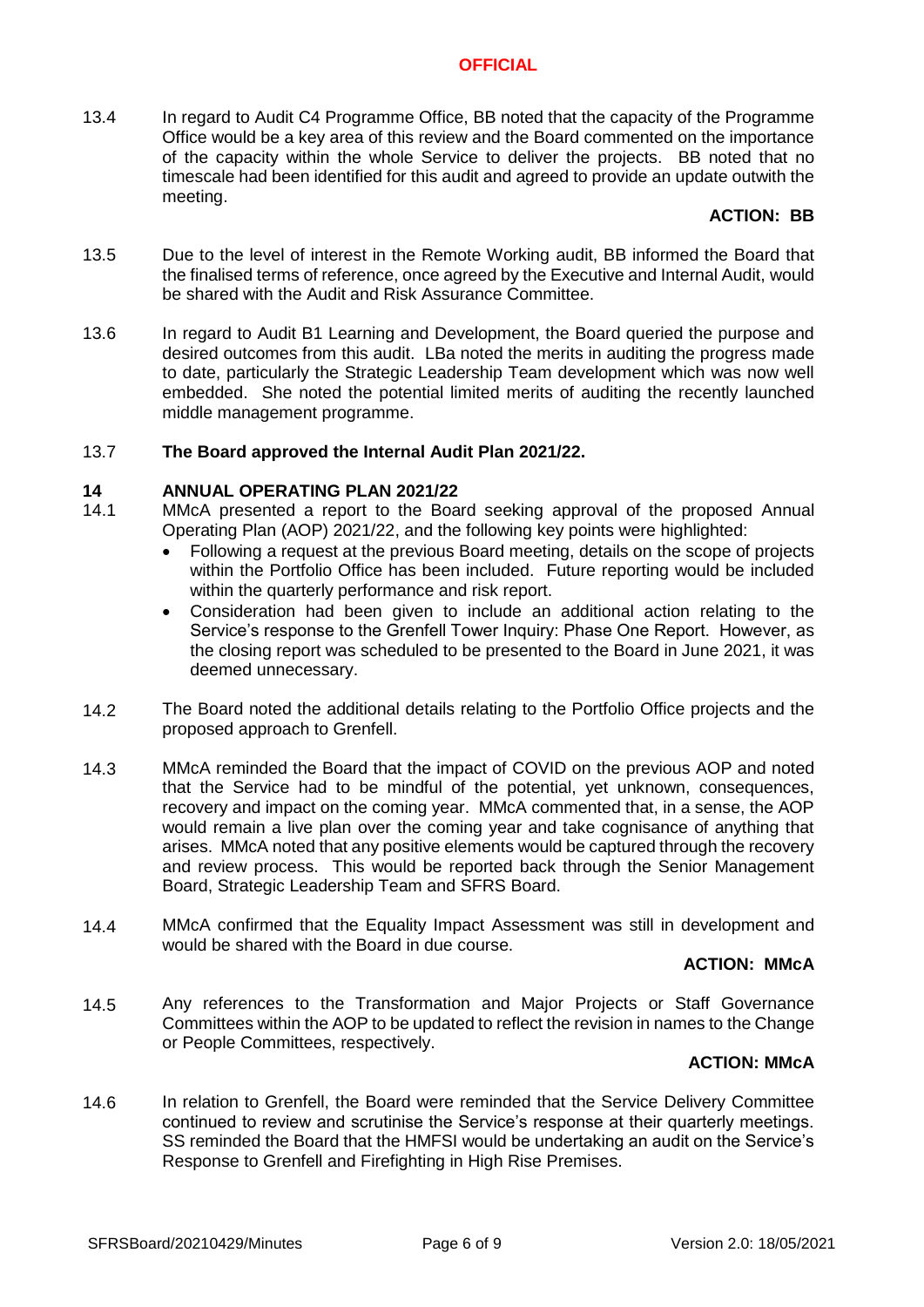13.4 In regard to Audit C4 Programme Office, BB noted that the capacity of the Programme Office would be a key area of this review and the Board commented on the importance of the capacity within the whole Service to deliver the projects. BB noted that no timescale had been identified for this audit and agreed to provide an update outwith the meeting.

**ACTION: BB**

13.5 Due to the level of interest in the Remote Working audit, BB informed the Board that the finalised terms of reference, once agreed by the Executive and Internal Audit, would be shared with the Audit and Risk Assurance Committee.

13.6 In regard to Audit B1 Learning and Development, the Board queried the purpose and desired outcomes from this audit. LBa noted the merits in auditing the progress made to date, particularly the Strategic Leadership Team development which was now well embedded. She noted the potential limited merits of auditing the recently launched middle management programme.

13.7 **The Board approved the Internal Audit Plan 2021/22.**

## 14 ANNUAL OPERATING PLAN 2021/22

14.1 MMcA presented a report to the Board seeking approval of the proposed Annual Operating Plan (AOP) 2021/22, and the following key points were highlighted:

- Following a request at the previous Board meeting, details on the scope of projects within the Portfolio Office has been included. Future reporting would be included within the quarterly performance and risk report.
- Consideration had been given to include an additional action relating to the Service's response to the Grenfell Tower Inquiry: Phase One Report. However, as the closing report was scheduled to be presented to the Board in June 2021, it was deemed unnecessary.

14.2 The Board noted the additional details relating to the Portfolio Office projects and the proposed approach to Grenfell.

14.3 MMcA reminded the Board that the impact of COVID on the previous AOP and noted that the Service had to be mindful of the potential, yet unknown, consequences, recovery and impact on the coming year. MMcA commented that, in a sense, the AOP would remain a live plan over the coming year and take cognisance of anything that arises. MMcA noted that any positive elements would be captured through the recovery and review process. This would be reported back through the Senior Management Board, Strategic Leadership Team and SFRS Board.

14.4 MMcA confirmed that the Equality Impact Assessment was still in development and would be shared with the Board in due course.

**ACTION: MMcA**

14.5 Any references to the Transformation and Major Projects or Staff Governance Committees within the AOP to be updated to reflect the revision in names to the Change or People Committees, respectively.

**ACTION: MMcA**

14.6 In relation to Grenfell, the Board were reminded that the Service Delivery Committee continued to review and scrutinise the Service's response at their quarterly meetings. SS reminded the Board that the HMFSI would be undertaking an audit on the Service's Response to Grenfell and Firefighting in High Rise Premises.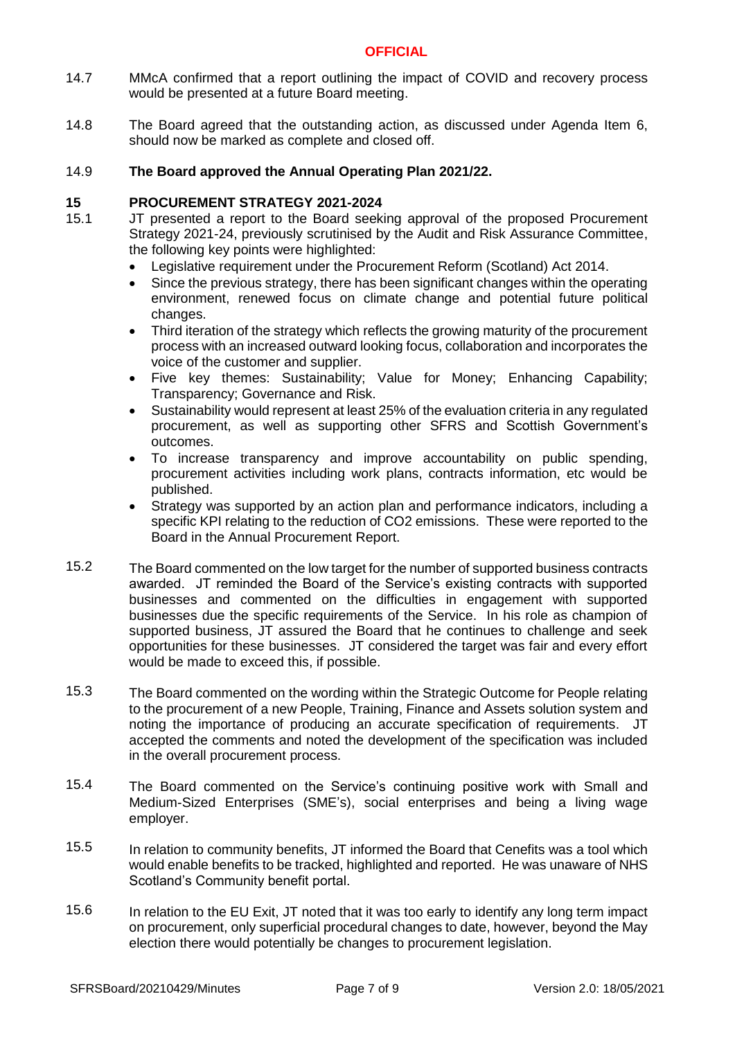14.7 MMcA confirmed that a report outlining the impact of COVID and recovery process would be presented at a future Board meeting.

14.8 The Board agreed that the outstanding action, as discussed under Agenda Item 6, should now be marked as complete and closed off.

14.9 **The Board approved the Annual Operating Plan 2021/22.**

## 15 PROCUREMENT STRATEGY 2021-2024

15.1 JT presented a report to the Board seeking approval of the proposed Procurement Strategy 2021-24, previously scrutinised by the Audit and Risk Assurance Committee, the following key points were highlighted:

- Legislative requirement under the Procurement Reform (Scotland) Act 2014.
- Since the previous strategy, there has been significant changes within the operating environment, renewed focus on climate change and potential future political changes.
- Third iteration of the strategy which reflects the growing maturity of the procurement process with an increased outward looking focus, collaboration and incorporates the voice of the customer and supplier.
- Five key themes: Sustainability; Value for Money; Enhancing Capability; Transparency; Governance and Risk.
- Sustainability would represent at least 25% of the evaluation criteria in any regulated procurement, as well as supporting other SFRS and Scottish Government's outcomes.
- To increase transparency and improve accountability on public spending, procurement activities including work plans, contracts information, etc would be published.
- Strategy was supported by an action plan and performance indicators, including a specific KPI relating to the reduction of $CO_2$ emissions. These were reported to the Board in the Annual Procurement Report.

15.2 The Board commented on the low target for the number of supported business contracts awarded. JT reminded the Board of the Service's existing contracts with supported businesses and commented on the difficulties in engagement with supported businesses due the specific requirements of the Service. In his role as champion of supported business, JT assured the Board that he continues to challenge and seek opportunities for these businesses. JT considered the target was fair and every effort would be made to exceed this, if possible.

15.3 The Board commented on the wording within the Strategic Outcome for People relating to the procurement of a new People, Training, Finance and Assets solution system and noting the importance of producing an accurate specification of requirements. JT accepted the comments and noted the development of the specification was included in the overall procurement process.

15.4 The Board commented on the Service's continuing positive work with Small and Medium-Sized Enterprises (SME's), social enterprises and being a living wage employer.

15.5 In relation to community benefits, JT informed the Board that Cenefits was a tool which would enable benefits to be tracked, highlighted and reported. He was unaware of NHS Scotland's Community benefit portal.

15.6 In relation to the EU Exit, JT noted that it was too early to identify any long term impact on procurement, only superficial procedural changes to date, however, beyond the May election there would potentially be changes to procurement legislation.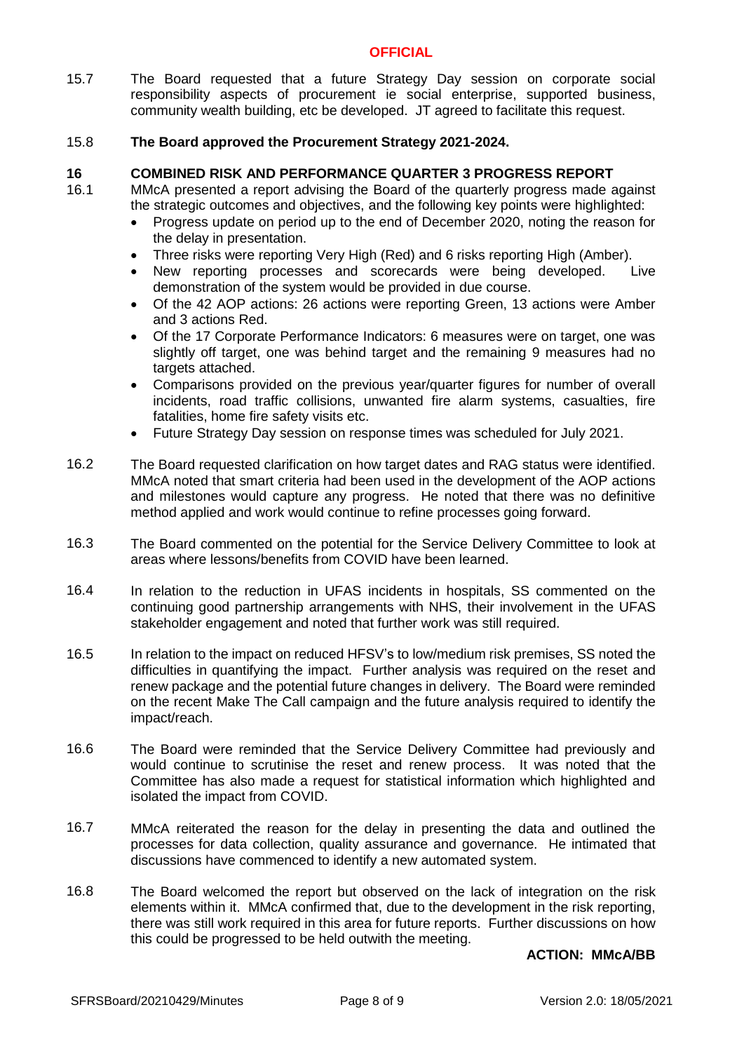15.7 The Board requested that a future Strategy Day session on corporate social responsibility aspects of procurement ie social enterprise, supported business, community wealth building, etc be developed. JT agreed to facilitate this request.

15.8 **The Board approved the Procurement Strategy 2021-2024.**

## 16 COMBINED RISK AND PERFORMANCE QUARTER 3 PROGRESS REPORT

16.1 MMcA presented a report advising the Board of the quarterly progress made against the strategic outcomes and objectives, and the following key points were highlighted:

- Progress update on period up to the end of December 2020, noting the reason for the delay in presentation.
- Three risks were reporting Very High (Red) and 6 risks reporting High (Amber).
- New reporting processes and scorecards were being developed. Live demonstration of the system would be provided in due course.
- Of the 42 AOP actions: 26 actions were reporting Green, 13 actions were Amber and 3 actions Red.
- Of the 17 Corporate Performance Indicators: 6 measures were on target, one was slightly off target, one was behind target and the remaining 9 measures had no targets attached.
- Comparisons provided on the previous year/quarter figures for number of overall incidents, road traffic collisions, unwanted fire alarm systems, casualties, fire fatalities, home fire safety visits etc.
- Future Strategy Day session on response times was scheduled for July 2021.

16.2 The Board requested clarification on how target dates and RAG status were identified. MMcA noted that smart criteria had been used in the development of the AOP actions and milestones would capture any progress. He noted that there was no definitive method applied and work would continue to refine processes going forward.

16.3 The Board commented on the potential for the Service Delivery Committee to look at areas where lessons/benefits from COVID have been learned.

16.4 In relation to the reduction in UFAS incidents in hospitals, SS commented on the continuing good partnership arrangements with NHS, their involvement in the UFAS stakeholder engagement and noted that further work was still required.

16.5 In relation to the impact on reduced HFSV's to low/medium risk premises, SS noted the difficulties in quantifying the impact. Further analysis was required on the reset and renew package and the potential future changes in delivery. The Board were reminded on the recent Make The Call campaign and the future analysis required to identify the impact/reach.

16.6 The Board were reminded that the Service Delivery Committee had previously and would continue to scrutinise the reset and renew process. It was noted that the Committee has also made a request for statistical information which highlighted and isolated the impact from COVID.

16.7 MMcA reiterated the reason for the delay in presenting the data and outlined the processes for data collection, quality assurance and governance. He intimated that discussions have commenced to identify a new automated system.

16.8 The Board welcomed the report but observed on the lack of integration on the risk elements within it. MMcA confirmed that, due to the development in the risk reporting, there was still work required in this area for future reports. Further discussions on how this could be progressed to be held outwith the meeting.

**ACTION: MMcA/BB**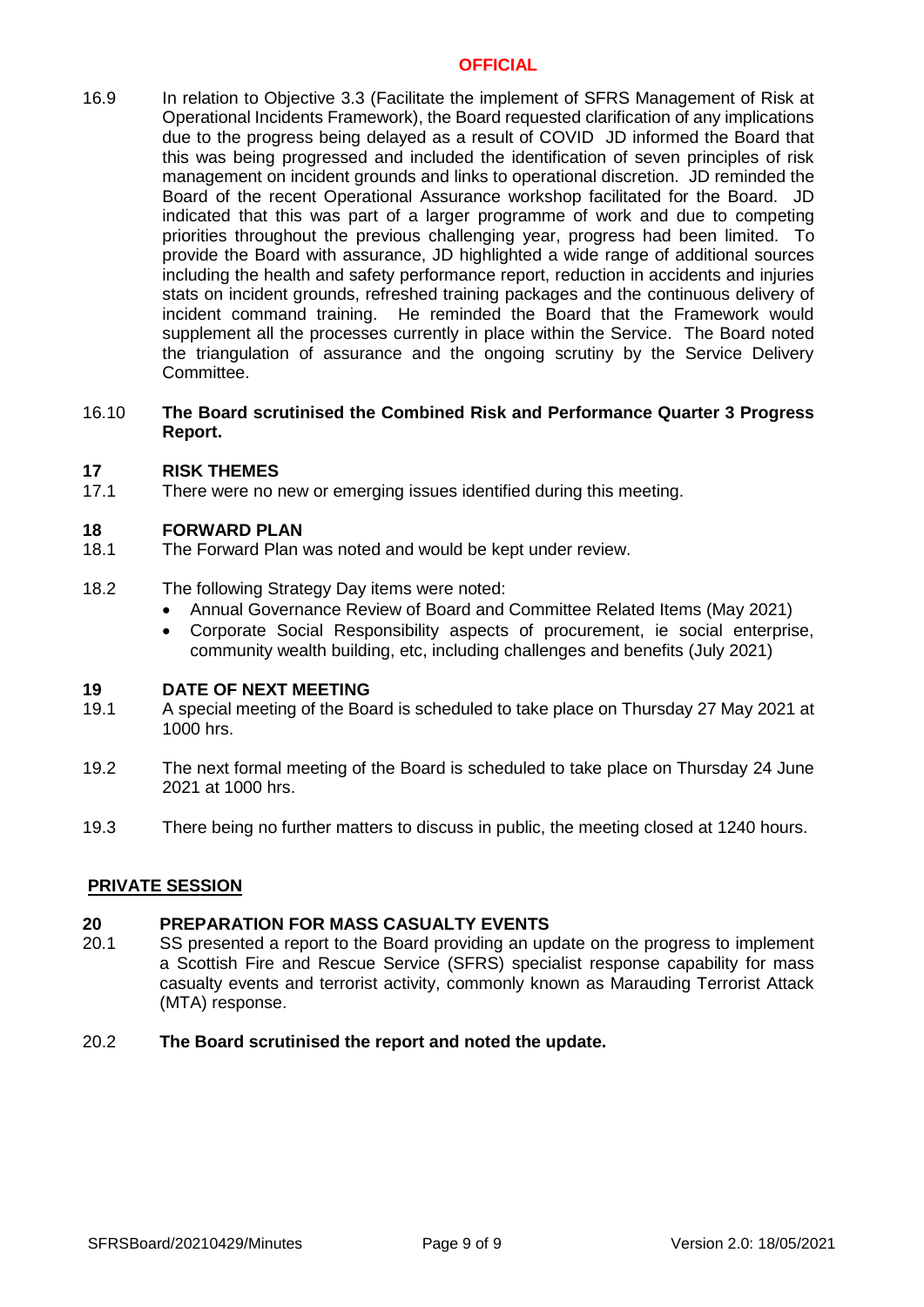16.9 In relation to Objective 3.3 (Facilitate the implement of SFRS Management of Risk at Operational Incidents Framework), the Board requested clarification of any implications due to the progress being delayed as a result of COVID JD informed the Board that this was being progressed and included the identification of seven principles of risk management on incident grounds and links to operational discretion. JD reminded the Board of the recent Operational Assurance workshop facilitated for the Board. JD indicated that this was part of a larger programme of work and due to competing priorities throughout the previous challenging year, progress had been limited. To provide the Board with assurance, JD highlighted a wide range of additional sources including the health and safety performance report, reduction in accidents and injuries stats on incident grounds, refreshed training packages and the continuous delivery of incident command training. He reminded the Board that the Framework would supplement all the processes currently in place within the Service. The Board noted the triangulation of assurance and the ongoing scrutiny by the Service Delivery Committee.

16.10 **The Board scrutinised the Combined Risk and Performance Quarter 3 Progress Report.**

## 17 RISK THEMES

17.1 There were no new or emerging issues identified during this meeting.

## 18 FORWARD PLAN

18.1 The Forward Plan was noted and would be kept under review.

18.2 The following Strategy Day items were noted:

- Annual Governance Review of Board and Committee Related Items (May 2021)
- Corporate Social Responsibility aspects of procurement, ie social enterprise, community wealth building, etc, including challenges and benefits (July 2021)

## 19 DATE OF NEXT MEETING

19.1 A special meeting of the Board is scheduled to take place on Thursday 27 May 2021 at 1000 hrs.

19.2 The next formal meeting of the Board is scheduled to take place on Thursday 24 June 2021 at 1000 hrs.

19.3 There being no further matters to discuss in public, the meeting closed at 1240 hours.

## PRIVATE SESSION

## 20 PREPARATION FOR MASS CASUALTY EVENTS

20.1 SS presented a report to the Board providing an update on the progress to implement a Scottish Fire and Rescue Service (SFRS) specialist response capability for mass casualty events and terrorist activity, commonly known as Marauding Terrorist Attack (MTA) response.

20.2 **The Board scrutinised the report and noted the update.**